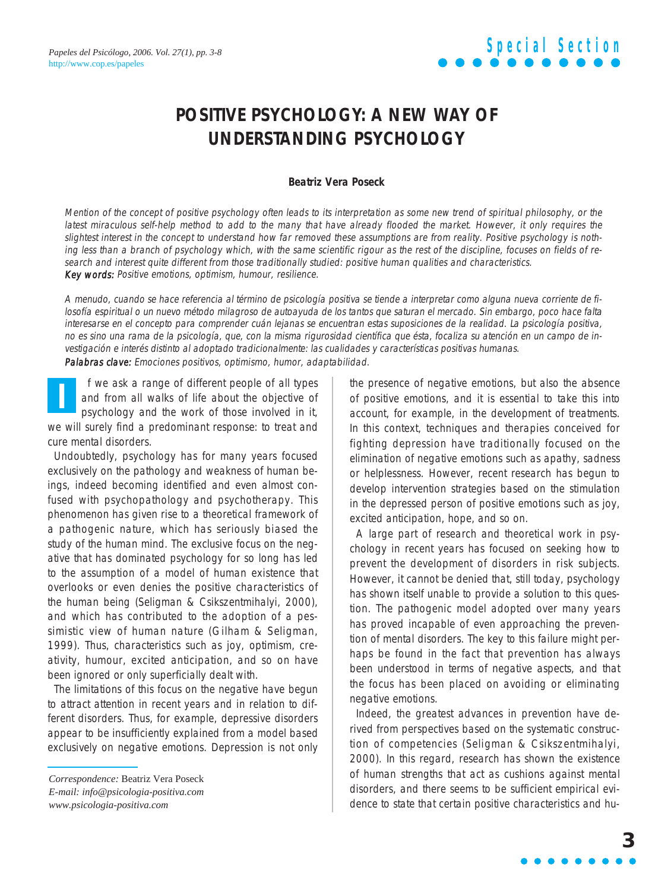# POSITIVE PSYCHOLOGY: A NEW WAY OF UNDERSTANDING PSYCHOLOGY

**Beatriz Vera Poseck**

*Mention of the concept of positive psychology often leads to its interpretation as some new trend of spiritual philosophy, or the latest miraculous self-help method to add to the many that have already flooded the market. However, it only requires the slightest interest in the concept to understand how far removed these assumptions are from reality. Positive psychology is nothing less than a branch of psychology which, with the same scientific rigour as the rest of the discipline, focuses on fields of research and interest quite different from those traditionally studied: positive human qualities and characteristics.*

***Key words:*** *Positive emotions, optimism, humour, resilience.*

*A menudo, cuando se hace referencia al término de psicología positiva se tiende a interpretar como alguna nueva corriente de filosofía espiritual o un nuevo método milagroso de autoayuda de los tantos que saturan el mercado. Sin embargo, poco hace falta interesarse en el concepto para comprender cuán lejanas se encuentran estas suposiciones de la realidad. La psicología positiva, no es sino una rama de la psicología, que, con la misma rigurosidad científica que ésta, focaliza su atención en un campo de investigación e interés distinto al adoptado tradicionalmente: las cualidades y características positivas humanas.*

***Palabras clave:*** *Emociones positivos, optimismo, humor, adaptabilidad.*

If we ask a range of different people of all types and from all walks of life about the objective of psychology and the work of those involved in it, we will surely find a predominant response: to treat and cure mental disorders.

Undoubtedly, psychology has for many years focused exclusively on the pathology and weakness of human beings, indeed becoming identified and even almost confused with psychopathology and psychotherapy. This phenomenon has given rise to a theoretical framework of a pathogenic nature, which has seriously biased the study of the human mind. The exclusive focus on the negative that has dominated psychology for so long has led to the assumption of a model of human existence that overlooks or even denies the positive characteristics of the human being (Seligman & Csikszentmihalyi, 2000), and which has contributed to the adoption of a pessimistic view of human nature (Gilham & Seligman, 1999). Thus, characteristics such as joy, optimism, creativity, humour, excited anticipation, and so on have been ignored or only superficially dealt with.

The limitations of this focus on the negative have begun to attract attention in recent years and in relation to different disorders. Thus, for example, depressive disorders appear to be insufficiently explained from a model based exclusively on negative emotions. Depression is not only the presence of negative emotions, but also the absence of positive emotions, and it is essential to take this into account, for example, in the development of treatments. In this context, techniques and therapies conceived for fighting depression have traditionally focused on the elimination of negative emotions such as apathy, sadness or helplessness. However, recent research has begun to develop intervention strategies based on the stimulation in the depressed person of positive emotions such as joy, excited anticipation, hope, and so on.

A large part of research and theoretical work in psychology in recent years has focused on seeking how to prevent the development of disorders in risk subjects. However, it cannot be denied that, still today, psychology has shown itself unable to provide a solution to this question. The pathogenic model adopted over many years has proved incapable of even approaching the prevention of mental disorders. The key to this failure might perhaps be found in the fact that prevention has always been understood in terms of negative aspects, and that the focus has been placed on avoiding or eliminating negative emotions.

Indeed, the greatest advances in prevention have derived from perspectives based on the systematic construction of competencies (Seligman & Csikszentmihalyi, 2000). In this regard, research has shown the existence of human strengths that act as cushions against mental disorders, and there seems to be sufficient empirical evidence to state that certain positive characteristics and hu-

*Correspondence:* Beatriz Vera Poseck
*E-mail: info@psicologia-positiva.com*
*www.psicologia-positiva.com*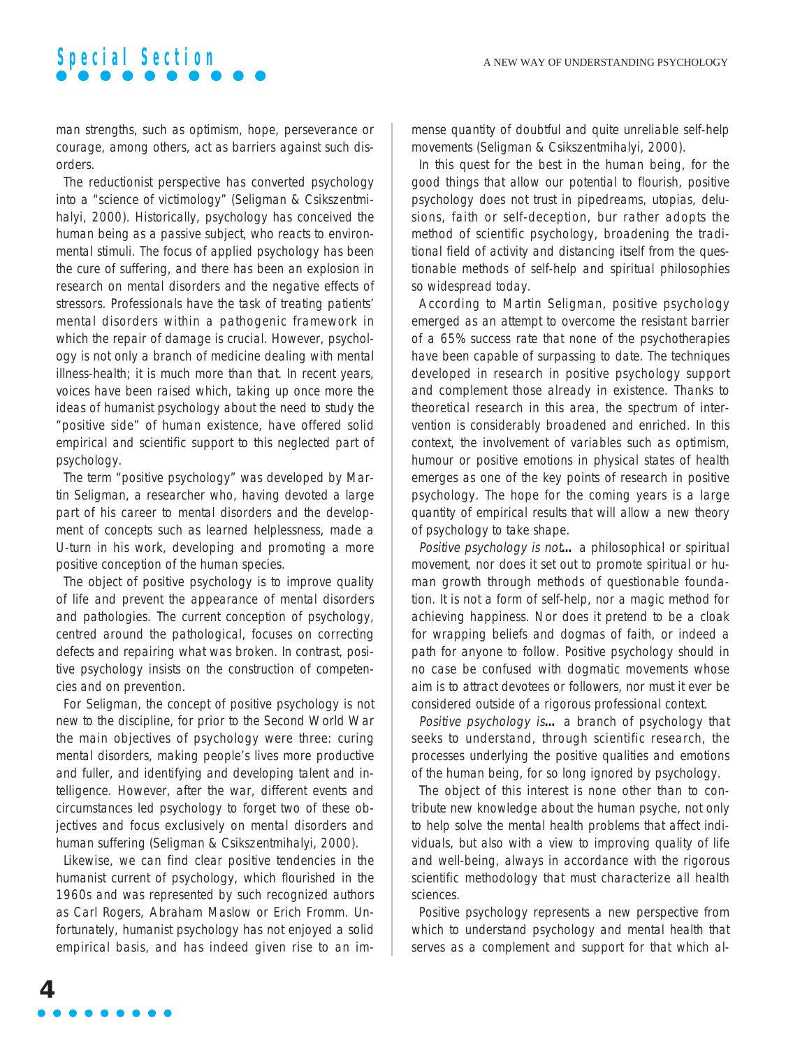man strengths, such as optimism, hope, perseverance or courage, among others, act as barriers against such disorders.

The reductionist perspective has converted psychology into a "science of victimology" (Seligman & Csikszentmihalyi, 2000). Historically, psychology has conceived the human being as a passive subject, who reacts to environmental stimuli. The focus of applied psychology has been the cure of suffering, and there has been an explosion in research on mental disorders and the negative effects of stressors. Professionals have the task of treating patients' mental disorders within a pathogenic framework in which the repair of damage is crucial. However, psychology is not only a branch of medicine dealing with mental illness-health; it is much more than that. In recent years, voices have been raised which, taking up once more the ideas of humanist psychology about the need to study the "positive side" of human existence, have offered solid empirical and scientific support to this neglected part of psychology.

The term "positive psychology" was developed by Martin Seligman, a researcher who, having devoted a large part of his career to mental disorders and the development of concepts such as learned helplessness, made a U-turn in his work, developing and promoting a more positive conception of the human species.

The object of positive psychology is to improve quality of life and prevent the appearance of mental disorders and pathologies. The current conception of psychology, centred around the pathological, focuses on correcting defects and repairing what was broken. In contrast, positive psychology insists on the construction of competencies and on prevention.

For Seligman, the concept of positive psychology is not new to the discipline, for prior to the Second World War the main objectives of psychology were three: curing mental disorders, making people's lives more productive and fuller, and identifying and developing talent and intelligence. However, after the war, different events and circumstances led psychology to forget two of these objectives and focus exclusively on mental disorders and human suffering (Seligman & Csikszentmihalyi, 2000).

Likewise, we can find clear positive tendencies in the humanist current of psychology, which flourished in the 1960s and was represented by such recognized authors as Carl Rogers, Abraham Maslow or Erich Fromm. Unfortunately, humanist psychology has not enjoyed a solid empirical basis, and has indeed given rise to an immense quantity of doubtful and quite unreliable self-help movements (Seligman & Csikszentmihalyi, 2000).

In this quest for the best in the human being, for the good things that allow our potential to flourish, positive psychology does not trust in pipedreams, utopias, delusions, faith or self-deception, bur rather adopts the method of scientific psychology, broadening the traditional field of activity and distancing itself from the questionable methods of self-help and spiritual philosophies so widespread today.

According to Martin Seligman, positive psychology emerged as an attempt to overcome the resistant barrier of a 65% success rate that none of the psychotherapies have been capable of surpassing to date. The techniques developed in research in positive psychology support and complement those already in existence. Thanks to theoretical research in this area, the spectrum of intervention is considerably broadened and enriched. In this context, the involvement of variables such as optimism, humour or positive emotions in physical states of health emerges as one of the key points of research in positive psychology. The hope for the coming years is a large quantity of empirical results that will allow a new theory of psychology to take shape.

*Positive psychology is not***...** a philosophical or spiritual movement, nor does it set out to promote spiritual or human growth through methods of questionable foundation. It is not a form of self-help, nor a magic method for achieving happiness. Nor does it pretend to be a cloak for wrapping beliefs and dogmas of faith, or indeed a path for anyone to follow. Positive psychology should in no case be confused with dogmatic movements whose aim is to attract devotees or followers, nor must it ever be considered outside of a rigorous professional context.

*Positive psychology is***...** a branch of psychology that seeks to understand, through scientific research, the processes underlying the positive qualities and emotions of the human being, for so long ignored by psychology.

The object of this interest is none other than to contribute new knowledge about the human psyche, not only to help solve the mental health problems that affect individuals, but also with a view to improving quality of life and well-being, always in accordance with the rigorous scientific methodology that must characterize all health sciences.

Positive psychology represents a new perspective from which to understand psychology and mental health that serves as a complement and support for that which al-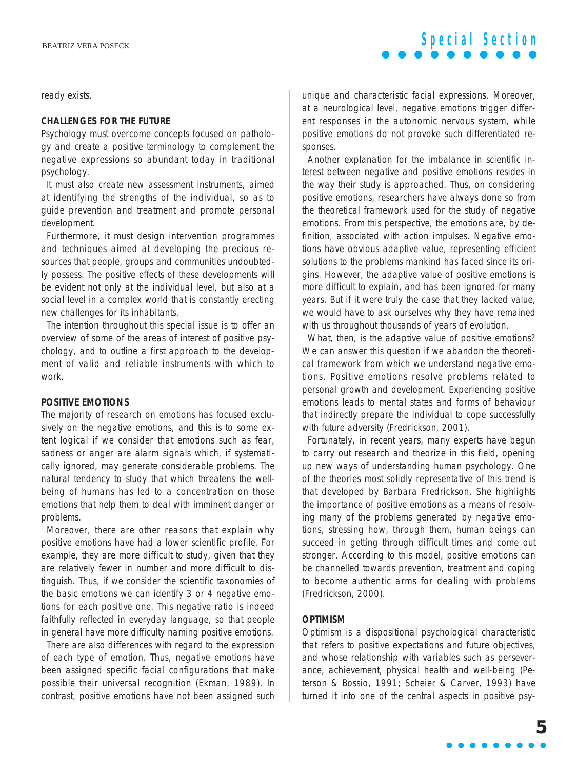ready exists.

## CHALLENGES FOR THE FUTURE

Psychology must overcome concepts focused on pathology and create a positive terminology to complement the negative expressions so abundant today in traditional psychology.

It must also create new assessment instruments, aimed at identifying the strengths of the individual, so as to guide prevention and treatment and promote personal development.

Furthermore, it must design intervention programmes and techniques aimed at developing the precious resources that people, groups and communities undoubtedly possess. The positive effects of these developments will be evident not only at the individual level, but also at a social level in a complex world that is constantly erecting new challenges for its inhabitants.

The intention throughout this special issue is to offer an overview of some of the areas of interest of positive psychology, and to outline a first approach to the development of valid and reliable instruments with which to work.

## POSITIVE EMOTIONS

The majority of research on emotions has focused exclusively on the negative emotions, and this is to some extent logical if we consider that emotions such as fear, sadness or anger are alarm signals which, if systematically ignored, may generate considerable problems. The natural tendency to study that which threatens the well-being of humans has led to a concentration on those emotions that help them to deal with imminent danger or problems.

Moreover, there are other reasons that explain why positive emotions have had a lower scientific profile. For example, they are more difficult to study, given that they are relatively fewer in number and more difficult to distinguish. Thus, if we consider the scientific taxonomies of the basic emotions we can identify 3 or 4 negative emotions for each positive one. This negative ratio is indeed faithfully reflected in everyday language, so that people in general have more difficulty naming positive emotions.

There are also differences with regard to the expression of each type of emotion. Thus, negative emotions have been assigned specific facial configurations that make possible their universal recognition (Ekman, 1989). In contrast, positive emotions have not been assigned such unique and characteristic facial expressions. Moreover, at a neurological level, negative emotions trigger different responses in the autonomic nervous system, while positive emotions do not provoke such differentiated responses.

Another explanation for the imbalance in scientific interest between negative and positive emotions resides in the way their study is approached. Thus, on considering positive emotions, researchers have always done so from the theoretical framework used for the study of negative emotions. From this perspective, the emotions are, by definition, associated with action impulses. Negative emotions have obvious adaptive value, representing efficient solutions to the problems mankind has faced since its origins. However, the adaptive value of positive emotions is more difficult to explain, and has been ignored for many years. But if it were truly the case that they lacked value, we would have to ask ourselves why they have remained with us throughout thousands of years of evolution.

What, then, is the adaptive value of positive emotions? We can answer this question if we abandon the theoretical framework from which we understand negative emotions. Positive emotions resolve problems related to personal growth and development. Experiencing positive emotions leads to mental states and forms of behaviour that indirectly prepare the individual to cope successfully with future adversity (Fredrickson, 2001).

Fortunately, in recent years, many experts have begun to carry out research and theorize in this field, opening up new ways of understanding human psychology. One of the theories most solidly representative of this trend is that developed by Barbara Fredrickson. She highlights the importance of positive emotions as a means of resolving many of the problems generated by negative emotions, stressing how, through them, human beings can succeed in getting through difficult times and come out stronger. According to this model, positive emotions can be channelled towards prevention, treatment and coping to become authentic arms for dealing with problems (Fredrickson, 2000).

## OPTIMISM

Optimism is a dispositional psychological characteristic that refers to positive expectations and future objectives, and whose relationship with variables such as perseverance, achievement, physical health and well-being (Peterson & Bossio, 1991; Scheier & Carver, 1993) have turned it into one of the central aspects in positive psy-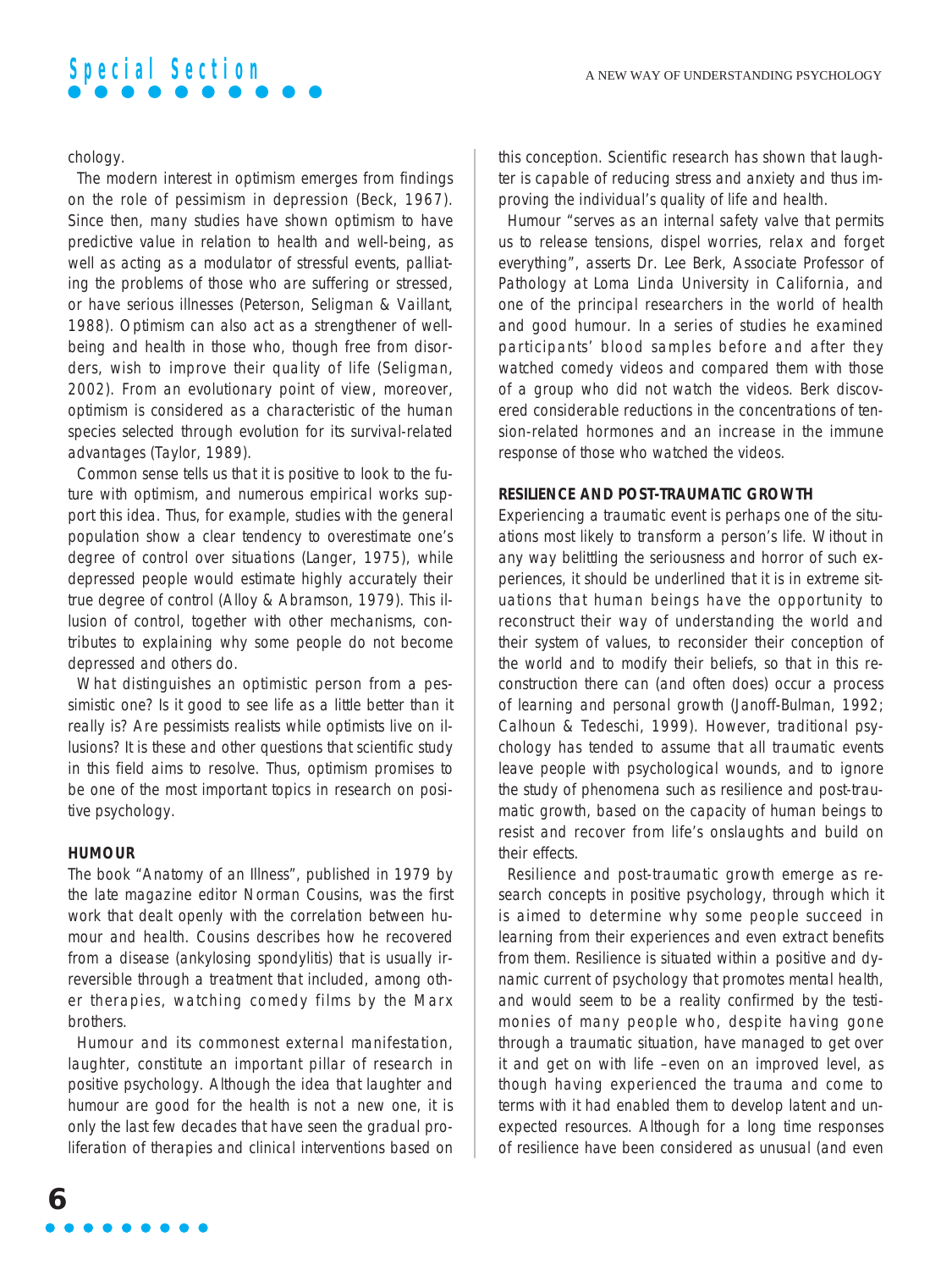chology.

The modern interest in optimism emerges from findings on the role of pessimism in depression (Beck, 1967). Since then, many studies have shown optimism to have predictive value in relation to health and well-being, as well as acting as a modulator of stressful events, palliating the problems of those who are suffering or stressed, or have serious illnesses (Peterson, Seligman & Vaillant, 1988). Optimism can also act as a strengthener of well-being and health in those who, though free from disorders, wish to improve their quality of life (Seligman, 2002). From an evolutionary point of view, moreover, optimism is considered as a characteristic of the human species selected through evolution for its survival-related advantages (Taylor, 1989).

Common sense tells us that it is positive to look to the future with optimism, and numerous empirical works support this idea. Thus, for example, studies with the general population show a clear tendency to overestimate one's degree of control over situations (Langer, 1975), while depressed people would estimate highly accurately their true degree of control (Alloy & Abramson, 1979). This illusion of control, together with other mechanisms, contributes to explaining why some people do not become depressed and others do.

What distinguishes an optimistic person from a pessimistic one? Is it good to see life as a little better than it really is? Are pessimists realists while optimists live on illusions? It is these and other questions that scientific study in this field aims to resolve. Thus, optimism promises to be one of the most important topics in research on positive psychology.

### HUMOUR

The book "Anatomy of an Illness", published in 1979 by the late magazine editor Norman Cousins, was the first work that dealt openly with the correlation between humour and health. Cousins describes how he recovered from a disease (ankylosing spondylitis) that is usually irreversible through a treatment that included, among other therapies, watching comedy films by the Marx brothers.

Humour and its commonest external manifestation, laughter, constitute an important pillar of research in positive psychology. Although the idea that laughter and humour are good for the health is not a new one, it is only the last few decades that have seen the gradual proliferation of therapies and clinical interventions based on this conception. Scientific research has shown that laughter is capable of reducing stress and anxiety and thus improving the individual's quality of life and health.

Humour "serves as an internal safety valve that permits us to release tensions, dispel worries, relax and forget everything", asserts Dr. Lee Berk, Associate Professor of Pathology at Loma Linda University in California, and one of the principal researchers in the world of health and good humour. In a series of studies he examined participants' blood samples before and after they watched comedy videos and compared them with those of a group who did not watch the videos. Berk discovered considerable reductions in the concentrations of tension-related hormones and an increase in the immune response of those who watched the videos.

### RESILIENCE AND POST-TRAUMATIC GROWTH

Experiencing a traumatic event is perhaps one of the situations most likely to transform a person's life. Without in any way belittling the seriousness and horror of such experiences, it should be underlined that it is in extreme situations that human beings have the opportunity to reconstruct their way of understanding the world and their system of values, to reconsider their conception of the world and to modify their beliefs, so that in this reconstruction there can (and often does) occur a process of learning and personal growth (Janoff-Bulman, 1992; Calhoun & Tedeschi, 1999). However, traditional psychology has tended to assume that all traumatic events leave people with psychological wounds, and to ignore the study of phenomena such as resilience and post-traumatic growth, based on the capacity of human beings to resist and recover from life's onslaughts and build on their effects.

Resilience and post-traumatic growth emerge as research concepts in positive psychology, through which it is aimed to determine why some people succeed in learning from their experiences and even extract benefits from them. Resilience is situated within a positive and dynamic current of psychology that promotes mental health, and would seem to be a reality confirmed by the testimonies of many people who, despite having gone through a traumatic situation, have managed to get over it and get on with life –even on an improved level, as though having experienced the trauma and come to terms with it had enabled them to develop latent and unexpected resources. Although for a long time responses of resilience have been considered as unusual (and even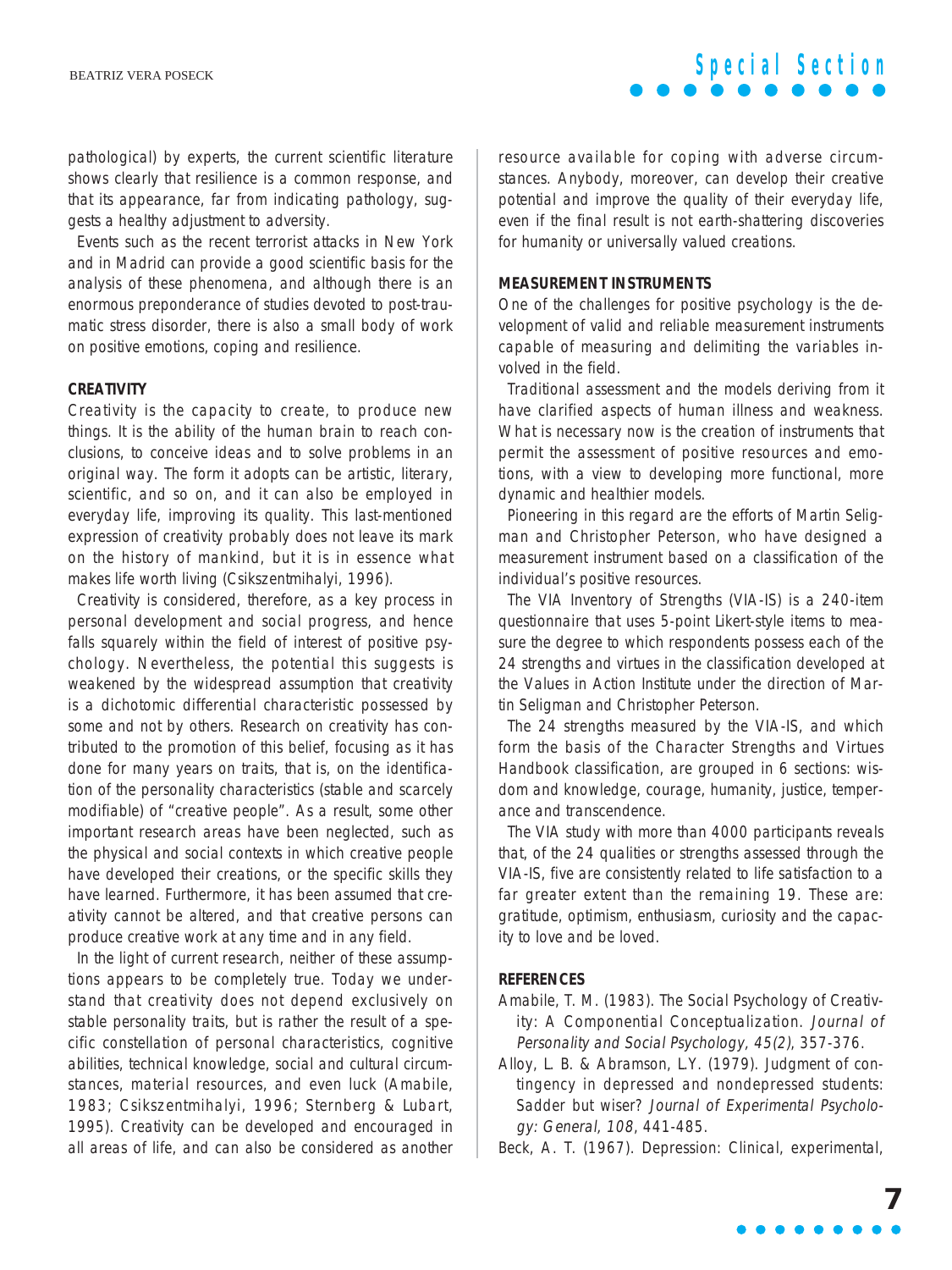pathological) by experts, the current scientific literature shows clearly that resilience is a common response, and that its appearance, far from indicating pathology, suggests a healthy adjustment to adversity.

Events such as the recent terrorist attacks in New York and in Madrid can provide a good scientific basis for the analysis of these phenomena, and although there is an enormous preponderance of studies devoted to post-traumatic stress disorder, there is also a small body of work on positive emotions, coping and resilience.

## CREATIVITY

Creativity is the capacity to create, to produce new things. It is the ability of the human brain to reach conclusions, to conceive ideas and to solve problems in an original way. The form it adopts can be artistic, literary, scientific, and so on, and it can also be employed in everyday life, improving its quality. This last-mentioned expression of creativity probably does not leave its mark on the history of mankind, but it is in essence what makes life worth living (Csikszentmihalyi, 1996).

Creativity is considered, therefore, as a key process in personal development and social progress, and hence falls squarely within the field of interest of positive psychology. Nevertheless, the potential this suggests is weakened by the widespread assumption that creativity is a dichotomic differential characteristic possessed by some and not by others. Research on creativity has contributed to the promotion of this belief, focusing as it has done for many years on traits, that is, on the identification of the personality characteristics (stable and scarcely modifiable) of "creative people". As a result, some other important research areas have been neglected, such as the physical and social contexts in which creative people have developed their creations, or the specific skills they have learned. Furthermore, it has been assumed that creativity cannot be altered, and that creative persons can produce creative work at any time and in any field.

In the light of current research, neither of these assumptions appears to be completely true. Today we understand that creativity does not depend exclusively on stable personality traits, but is rather the result of a specific constellation of personal characteristics, cognitive abilities, technical knowledge, social and cultural circumstances, material resources, and even luck (Amabile, 1983; Csikszentmihalyi, 1996; Sternberg & Lubart, 1995). Creativity can be developed and encouraged in all areas of life, and can also be considered as another resource available for coping with adverse circumstances. Anybody, moreover, can develop their creative potential and improve the quality of their everyday life, even if the final result is not earth-shattering discoveries for humanity or universally valued creations.

## MEASUREMENT INSTRUMENTS

One of the challenges for positive psychology is the development of valid and reliable measurement instruments capable of measuring and delimiting the variables involved in the field.

Traditional assessment and the models deriving from it have clarified aspects of human illness and weakness. What is necessary now is the creation of instruments that permit the assessment of positive resources and emotions, with a view to developing more functional, more dynamic and healthier models.

Pioneering in this regard are the efforts of Martin Seligman and Christopher Peterson, who have designed a measurement instrument based on a classification of the individual's positive resources.

The VIA Inventory of Strengths (VIA-IS) is a 240-item questionnaire that uses 5-point Likert-style items to measure the degree to which respondents possess each of the 24 strengths and virtues in the classification developed at the Values in Action Institute under the direction of Martin Seligman and Christopher Peterson.

The 24 strengths measured by the VIA-IS, and which form the basis of the Character Strengths and Virtues Handbook classification, are grouped in 6 sections: wisdom and knowledge, courage, humanity, justice, temperance and transcendence.

The VIA study with more than 4000 participants reveals that, of the 24 qualities or strengths assessed through the VIA-IS, five are consistently related to life satisfaction to a far greater extent than the remaining 19. These are: gratitude, optimism, enthusiasm, curiosity and the capacity to love and be loved.

## REFERENCES

Amabile, T. M. (1983). The Social Psychology of Creativity: A Componential Conceptualization. *Journal of Personality and Social Psychology, 45(2)*, 357-376.

Alloy, L. B. & Abramson, L.Y. (1979). Judgment of contingency in depressed and nondepressed students: Sadder but wiser? *Journal of Experimental Psychology: General, 108*, 441-485.

Beck, A. T. (1967). Depression: Clinical, experimental,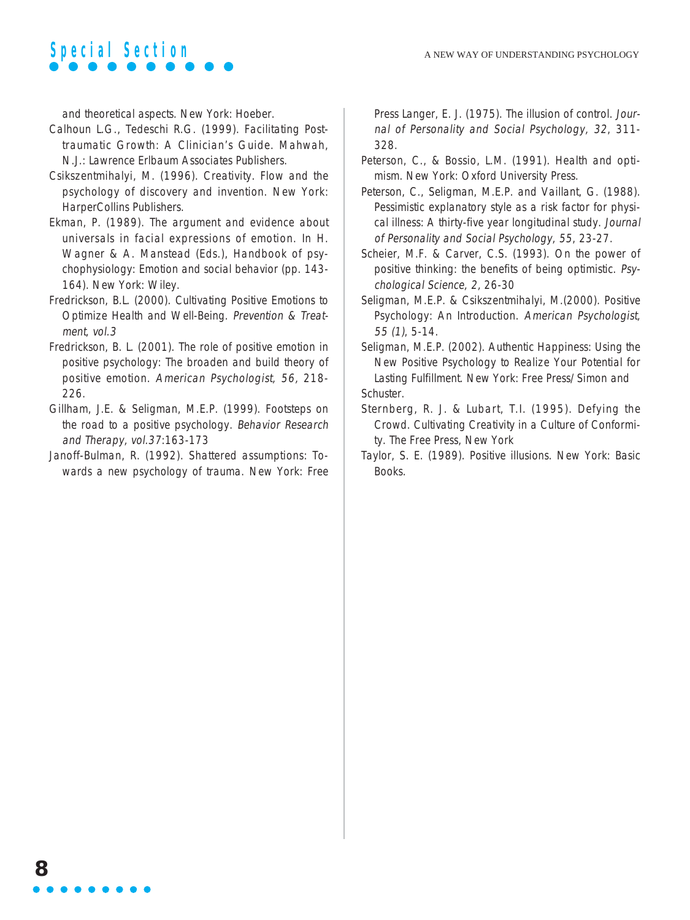and theoretical aspects. New York: Hoeber.

Calhoun L.G., Tedeschi R.G. (1999). Facilitating Post-traumatic Growth: A Clinician's Guide. Mahwah, N.J.: Lawrence Erlbaum Associates Publishers.

Csikszentmihalyi, M. (1996). Creativity. Flow and the psychology of discovery and invention. New York: HarperCollins Publishers.

Ekman, P. (1989). The argument and evidence about universals in facial expressions of emotion. In H. Wagner & A. Manstead (Eds.), Handbook of psychophysiology: Emotion and social behavior (pp. 143-164). New York: Wiley.

Fredrickson, B.L. (2000). Cultivating Positive Emotions to Optimize Health and Well-Being. *Prevention & Treatment, vol.3*

Fredrickson, B. L. (2001). The role of positive emotion in positive psychology: The broaden and build theory of positive emotion. *American Psychologist, 56*, 218-226.

Gillham, J.E. & Seligman, M.E.P. (1999). Footsteps on the road to a positive psychology. *Behavior Research and Therapy, vol.37*:163-173

Janoff-Bulman, R. (1992). Shattered assumptions: Towards a new psychology of trauma. New York: Free Press Langer, E. J. (1975). The illusion of control. *Journal of Personality and Social Psychology, 32*, 311-328.

Peterson, C., & Bossio, L.M. (1991). Health and optimism. New York: Oxford University Press.

Peterson, C., Seligman, M.E.P. and Vaillant, G. (1988). Pessimistic explanatory style as a risk factor for physical illness: A thirty-five year longitudinal study. *Journal of Personality and Social Psychology, 55*, 23-27.

Scheier, M.F. & Carver, C.S. (1993). On the power of positive thinking: the benefits of being optimistic. *Psychological Science, 2*, 26-30

Seligman, M.E.P. & Csikszentmihalyi, M.(2000). Positive Psychology: An Introduction. *American Psychologist, 55 (1)*, 5-14.

Seligman, M.E.P. (2002). Authentic Happiness: Using the New Positive Psychology to Realize Your Potential for Lasting Fulfillment. New York: Free Press/ Simon and Schuster.

Sternberg, R. J. & Lubart, T.I. (1995). Defying the Crowd. Cultivating Creativity in a Culture of Conformity. The Free Press, New York

Taylor, S. E. (1989). Positive illusions. New York: Basic Books.